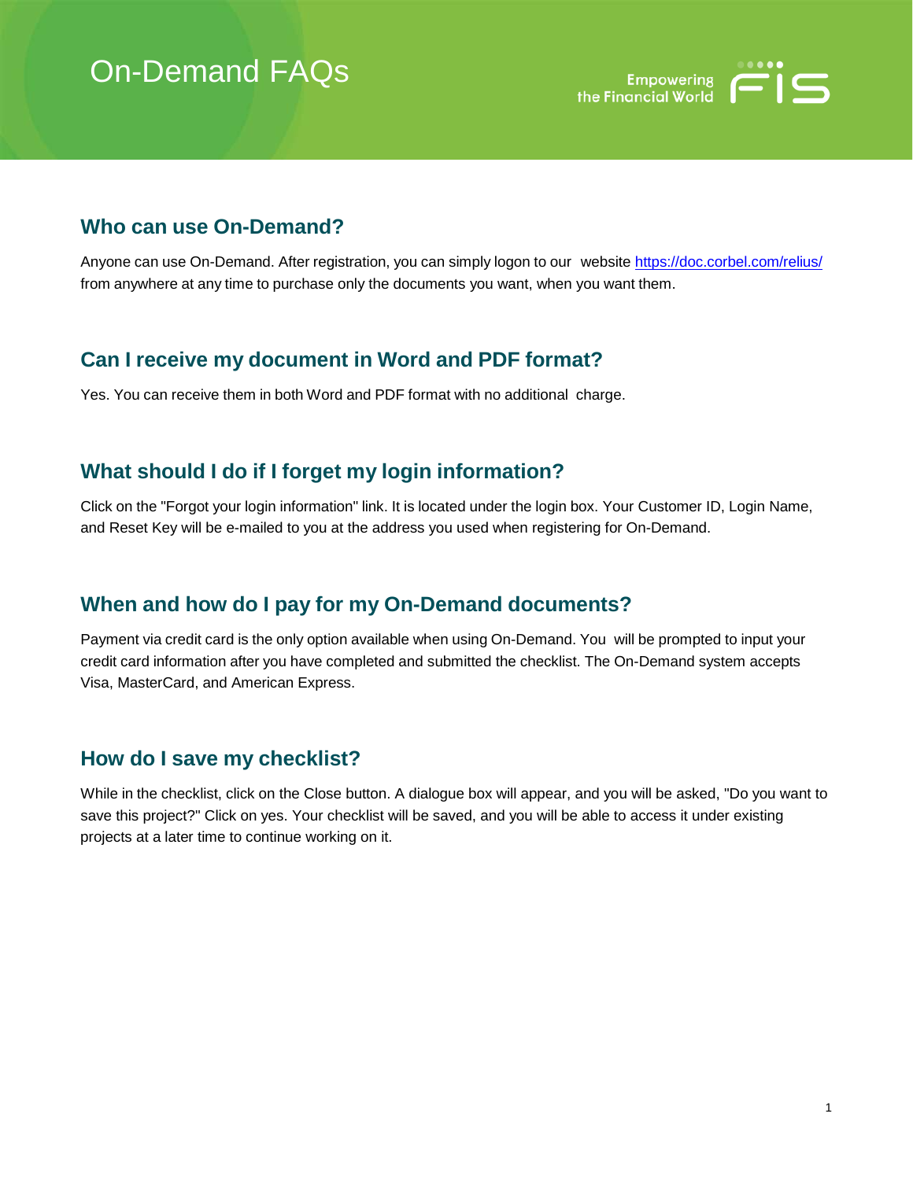# On-Demand FAQs

Empowering the Financial World

## Who can use On-Demand?

Anyone can use On-Demand. After registration, you can simply logon to our website https://doc.corbel.com/relius/ from anywhere at any time to purchase only the documents you want, when you want them.

## Can I receive my document in Word and PDF format?

Yes. You can receive them in both Word and PDF format with no additional charge.

## What should I do if I forget my login information?

Click on the "Forgot your login information" link. It is located under the login box. Your Customer ID, Login Name, and Reset Key will be e-mailed to you at the address you used when registering for On-Demand.

## When and how do I pay for my On-Demand documents?

Payment via credit card is the only option available when using On-Demand. You will be prompted to input your credit card information after you have completed and submitted the checklist. The On-Demand system accepts Visa, MasterCard, and American Express.

## How do I save my checklist?

While in the checklist, click on the Close button. A dialogue box will appear, and you will be asked, "Do you want to save this project?" Click on yes. Your checklist will be saved, and you will be able to access it under existing projects at a later time to continue working on it.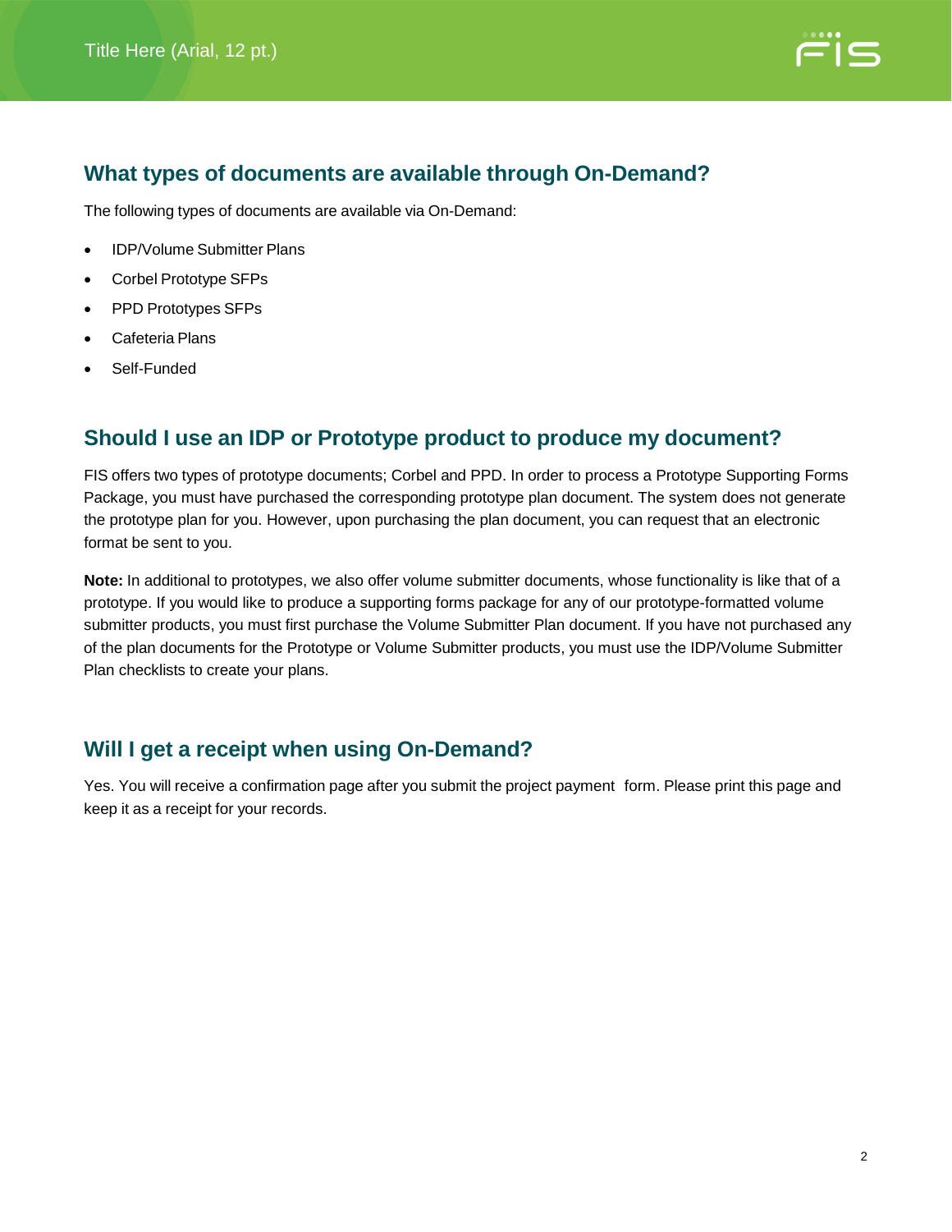## What types of documents are available through On-Demand?

The following types of documents are available via On-Demand:

- IDP/Volume Submitter Plans
- Corbel Prototype SFPs
- PPD Prototypes SFPs
- Cafeteria Plans
- Self-Funded

## Should I use an IDP or Prototype product to produce my document?

FIS offers two types of prototype documents; Corbel and PPD. In order to process a Prototype Supporting Forms Package, you must have purchased the corresponding prototype plan document. The system does not generate the prototype plan for you. However, upon purchasing the plan document, you can request that an electronic format be sent to you.

**Note:** In additional to prototypes, we also offer volume submitter documents, whose functionality is like that of a prototype. If you would like to produce a supporting forms package for any of our prototype-formatted volume submitter products, you must first purchase the Volume Submitter Plan document. If you have not purchased any of the plan documents for the Prototype or Volume Submitter products, you must use the IDP/Volume Submitter Plan checklists to create your plans.

## Will I get a receipt when using On-Demand?

Yes. You will receive a confirmation page after you submit the project payment form. Please print this page and keep it as a receipt for your records.